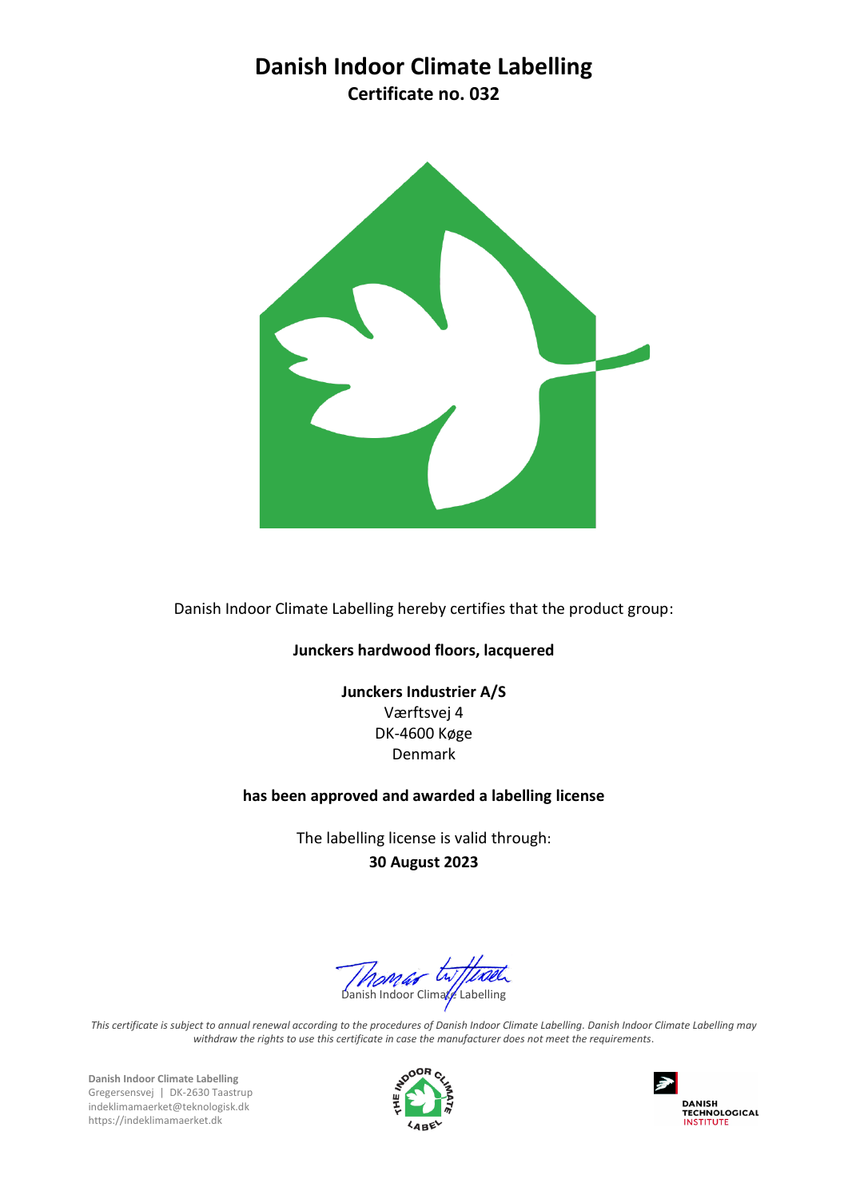# Danish Indoor Climate Labelling

## Certificate no. 032

Danish Indoor Climate Labelling hereby certifies that the product group:

**Junckers hardwood floors, lacquered**

**Junckers Industrier A/S**
Værftsvej 4
DK-4600 Køge
Denmark

**has been approved and awarded a labelling license**

The labelling license is valid through:
**30 August 2023**

Danish Indoor Climate Labelling

*This certificate is subject to annual renewal according to the procedures of Danish Indoor Climate Labelling. Danish Indoor Climate Labelling may withdraw the rights to use this certificate in case the manufacturer does not meet the requirements.*

**Danish Indoor Climate Labelling**
Gregersensvej | DK-2630 Taastrup
indeklimamaerket@teknologisk.dk
https://indeklimamaerket.dk

THE INDOOR CLIMATE LABEL

DANISH TECHNOLOGICAL INSTITUTE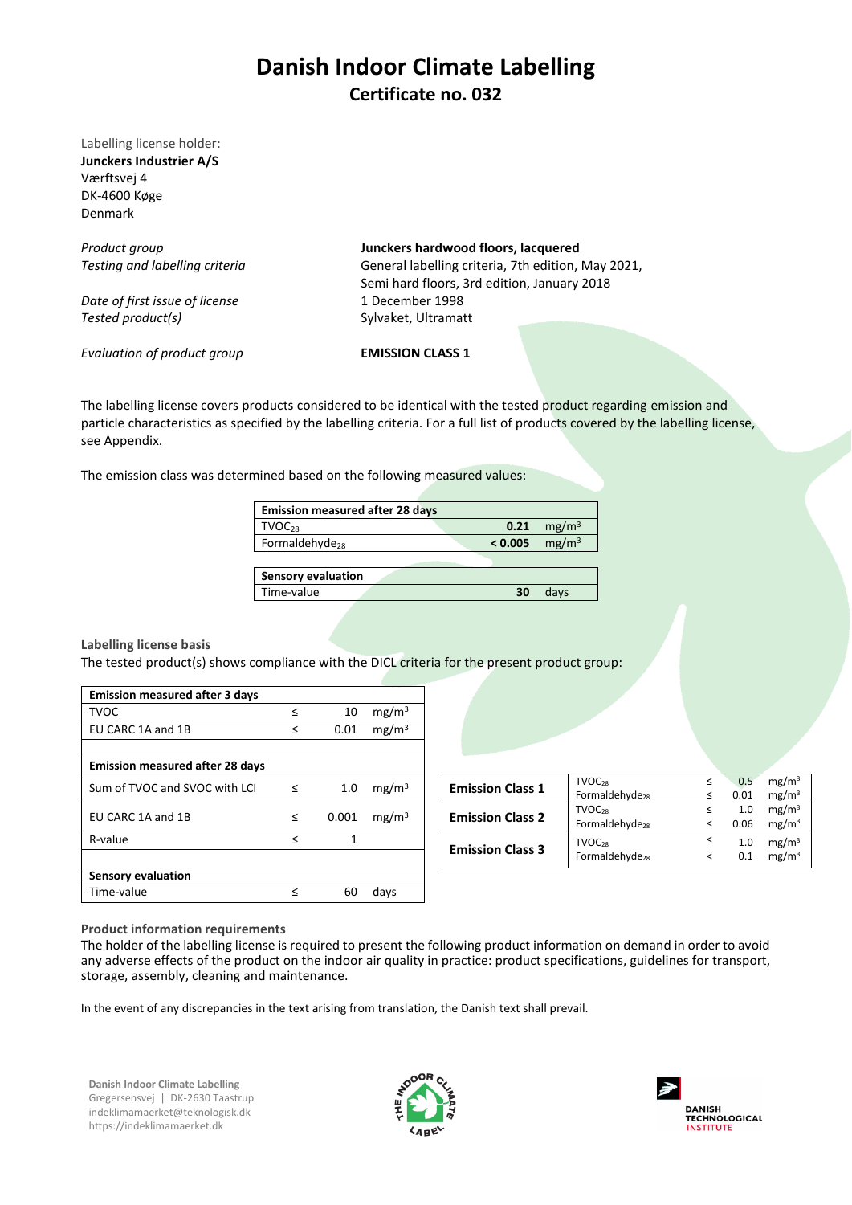# Danish Indoor Climate Labelling

## Certificate no. 032

Labelling license holder:
**Junckers Industrier A/S**
Værftsvej 4
DK-4600 Køge
Denmark

| | |
|---|---|
| *Product group* | **Junckers hardwood floors, lacquered** |
| *Testing and labelling criteria* | General labelling criteria, 7th edition, May 2021, Semi hard floors, 3rd edition, January 2018 |
| *Date of first issue of license* | 1 December 1998 |
| *Tested product(s)* | Sylvaket, Ultramatt |
| *Evaluation of product group* | **EMISSION CLASS 1** |

The labelling license covers products considered to be identical with the tested product regarding emission and particle characteristics as specified by the labelling criteria. For a full list of products covered by the labelling license, see Appendix.

The emission class was determined based on the following measured values:

| **Emission measured after 28 days** | | |
|---|---|---|
| $TVOC_{28}$ | **0.21** | $mg/m^3$ |
| $Formaldehyde_{28}$ | **< 0.005** | $mg/m^3$ |
| | | |
| **Sensory evaluation** | | |
| Time-value | **30** | days |

**Labelling license basis**
The tested product(s) shows compliance with the DICL criteria for the present product group:

| **Emission measured after 3 days** | | | |
|---|---|---|---|
| TVOC | ≤ | 10 | $mg/m^3$ |
| EU CARC 1A and 1B | ≤ | 0.01 | $mg/m^3$ |
| | | | |
| **Emission measured after 28 days** | | | |
| Sum of TVOC and SVOC with LCI | ≤ | 1.0 | $mg/m^3$ |
| EU CARC 1A and 1B | ≤ | 0.001 | $mg/m^3$ |
| R-value | ≤ | 1 | |
| | | | |
| **Sensory evaluation** | | | |
| Time-value | ≤ | 60 | days |

| | | | | |
|---|---|---|---|---|
| **Emission Class 1** | $TVOC_{28}$ | ≤ | 0.5 | $mg/m^3$ |
| | $Formaldehyde_{28}$ | ≤ | 0.01 | $mg/m^3$ |
| **Emission Class 2** | $TVOC_{28}$ | ≤ | 1.0 | $mg/m^3$ |
| | $Formaldehyde_{28}$ | ≤ | 0.06 | $mg/m^3$ |
| **Emission Class 3** | $TVOC_{28}$ | ≤ | 1.0 | $mg/m^3$ |
| | $Formaldehyde_{28}$ | ≤ | 0.1 | $mg/m^3$ |

**Product information requirements**
The holder of the labelling license is required to present the following product information on demand in order to avoid any adverse effects of the product on the indoor air quality in practice: product specifications, guidelines for transport, storage, assembly, cleaning and maintenance.

In the event of any discrepancies in the text arising from translation, the Danish text shall prevail.

**Danish Indoor Climate Labelling**
Gregersensvej | DK-2630 Taastrup
indeklimamaerket@teknologisk.dk
https://indeklimamaerket.dk

THE INDOOR CLIMATE LABEL

DANISH TECHNOLOGICAL INSTITUTE